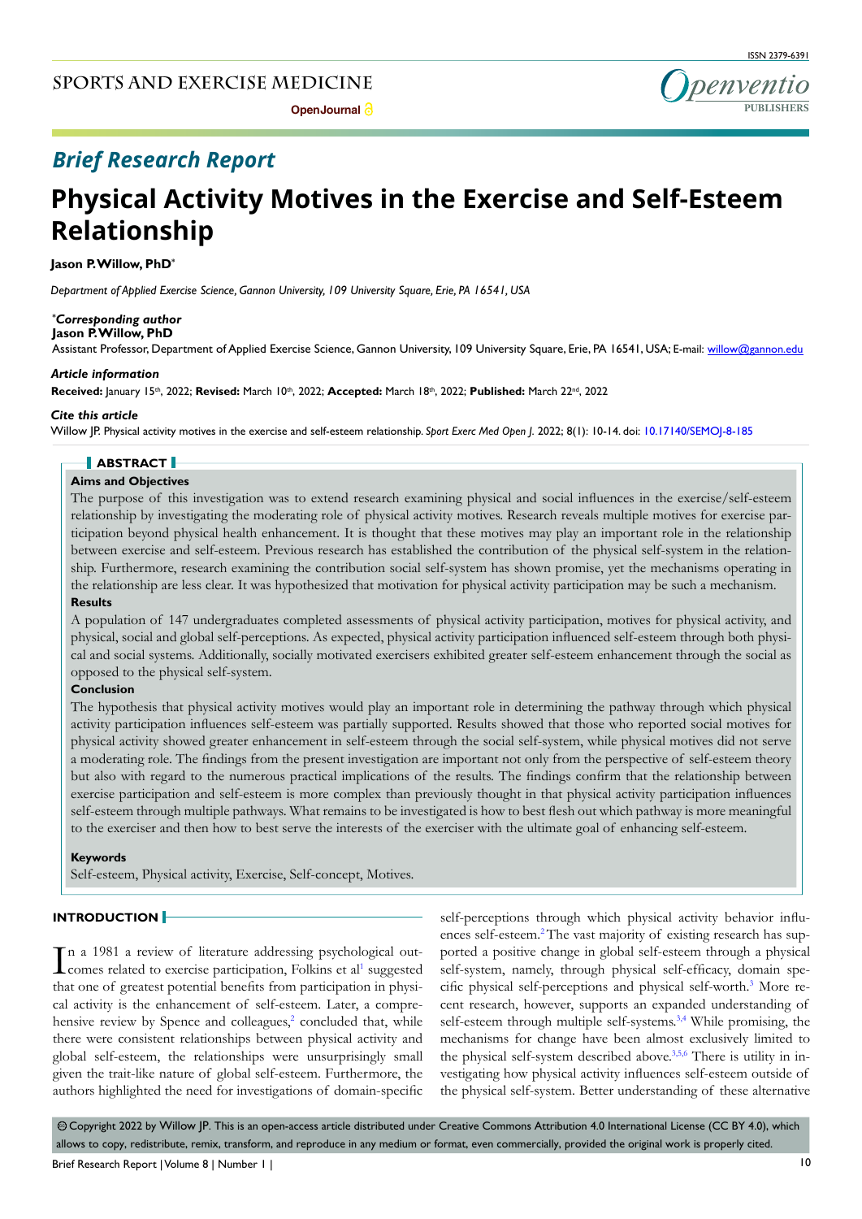## Brief Research Report

# Physical Activity Motives in the Exercise and Self-Esteem Relationship

**Jason P. Willow, PhD***

*Department of Applied Exercise Science, Gannon University, 109 University Square, Erie, PA 16541, USA*

***Corresponding author***
**Jason P. Willow, PhD**
Assistant Professor, Department of Applied Exercise Science, Gannon University, 109 University Square, Erie, PA 16541, USA; E-mail: willow@gannon.edu

***Article information***
**Received:** January 15th, 2022; **Revised:** March 10th, 2022; **Accepted:** March 18th, 2022; **Published:** March 22nd, 2022

***Cite this article***
Willow JP. Physical activity motives in the exercise and self-esteem relationship. *Sport Exerc Med Open J*. 2022; 8(1): 10-14. doi: 10.17140/SEMOJ-8-185

## ABSTRACT

### Aims and Objectives

The purpose of this investigation was to extend research examining physical and social influences in the exercise/self-esteem relationship by investigating the moderating role of physical activity motives. Research reveals multiple motives for exercise participation beyond physical health enhancement. It is thought that these motives may play an important role in the relationship between exercise and self-esteem. Previous research has established the contribution of the physical self-system in the relationship. Furthermore, research examining the contribution social self-system has shown promise, yet the mechanisms operating in the relationship are less clear. It was hypothesized that motivation for physical activity participation may be such a mechanism.

### Results

A population of 147 undergraduates completed assessments of physical activity participation, motives for physical activity, and physical, social and global self-perceptions. As expected, physical activity participation influenced self-esteem through both physical and social systems. Additionally, socially motivated exercisers exhibited greater self-esteem enhancement through the social as opposed to the physical self-system.

### Conclusion

The hypothesis that physical activity motives would play an important role in determining the pathway through which physical activity participation influences self-esteem was partially supported. Results showed that those who reported social motives for physical activity showed greater enhancement in self-esteem through the social self-system, while physical motives did not serve a moderating role. The findings from the present investigation are important not only from the perspective of self-esteem theory but also with regard to the numerous practical implications of the results. The findings confirm that the relationship between exercise participation and self-esteem is more complex than previously thought in that physical activity participation influences self-esteem through multiple pathways. What remains to be investigated is how to best flesh out which pathway is more meaningful to the exerciser and then how to best serve the interests of the exerciser with the ultimate goal of enhancing self-esteem.

### Keywords

Self-esteem, Physical activity, Exercise, Self-concept, Motives.

## INTRODUCTION

In a 1981 review of literature addressing psychological outcomes related to exercise participation, Folkins et al[1] suggested that one of greatest potential benefits from participation in physical activity is the enhancement of self-esteem. Later, a comprehensive review by Spence and colleagues,[2] concluded that, while there were consistent relationships between physical activity and global self-esteem, the relationships were unsurprisingly small given the trait-like nature of global self-esteem. Furthermore, the authors highlighted the need for investigations of domain-specific self-perceptions through which physical activity behavior influences self-esteem.[2] The vast majority of existing research has supported a positive change in global self-esteem through a physical self-system, namely, through physical self-efficacy, domain specific physical self-perceptions and physical self-worth.[3] More recent research, however, supports an expanded understanding of self-esteem through multiple self-systems.[3,4] While promising, the mechanisms for change have been almost exclusively limited to the physical self-system described above.[3,5,6] There is utility in investigating how physical activity influences self-esteem outside of the physical self-system. Better understanding of these alternative

© Copyright 2022 by Willow JP. This is an open-access article distributed under Creative Commons Attribution 4.0 International License (CC BY 4.0), which allows to copy, redistribute, remix, transform, and reproduce in any medium or format, even commercially, provided the original work is properly cited.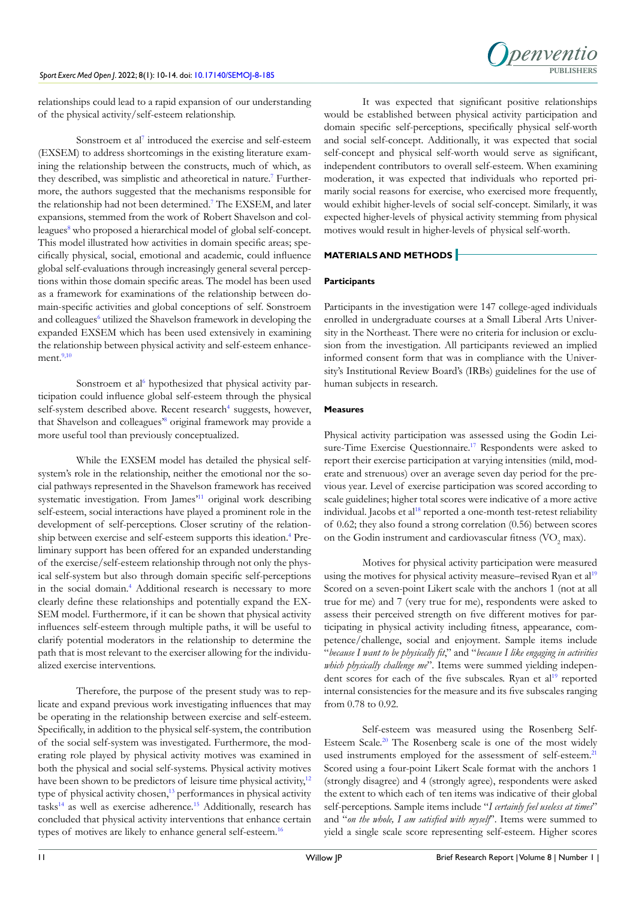relationships could lead to a rapid expansion of our understanding of the physical activity/self-esteem relationship.

Sonstroem et al[7] introduced the exercise and self-esteem (EXSEM) to address shortcomings in the existing literature examining the relationship between the constructs, much of which, as they described, was simplistic and atheoretical in nature.[7] Furthermore, the authors suggested that the mechanisms responsible for the relationship had not been determined.[7] The EXSEM, and later expansions, stemmed from the work of Robert Shavelson and colleagues[8] who proposed a hierarchical model of global self-concept. This model illustrated how activities in domain specific areas; specifically physical, social, emotional and academic, could influence global self-evaluations through increasingly general several perceptions within those domain specific areas. The model has been used as a framework for examinations of the relationship between domain-specific activities and global conceptions of self. Sonstroem and colleagues[6] utilized the Shavelson framework in developing the expanded EXSEM which has been used extensively in examining the relationship between physical activity and self-esteem enhancement.[9,10]

Sonstroem et al[6] hypothesized that physical activity participation could influence global self-esteem through the physical self-system described above. Recent research[4] suggests, however, that Shavelson and colleagues'[8] original framework may provide a more useful tool than previously conceptualized.

While the EXSEM model has detailed the physical self-system's role in the relationship, neither the emotional nor the social pathways represented in the Shavelson framework has received systematic investigation. From James'[11] original work describing self-esteem, social interactions have played a prominent role in the development of self-perceptions. Closer scrutiny of the relationship between exercise and self-esteem supports this ideation.[4] Preliminary support has been offered for an expanded understanding of the exercise/self-esteem relationship through not only the physical self-system but also through domain specific self-perceptions in the social domain.[4] Additional research is necessary to more clearly define these relationships and potentially expand the EXSEM model. Furthermore, if it can be shown that physical activity influences self-esteem through multiple paths, it will be useful to clarify potential moderators in the relationship to determine the path that is most relevant to the exerciser allowing for the individualized exercise interventions.

Therefore, the purpose of the present study was to replicate and expand previous work investigating influences that may be operating in the relationship between exercise and self-esteem. Specifically, in addition to the physical self-system, the contribution of the social self-system was investigated. Furthermore, the moderating role played by physical activity motives was examined in both the physical and social self-systems. Physical activity motives have been shown to be predictors of leisure time physical activity,[12] type of physical activity chosen,[13] performances in physical activity tasks[14] as well as exercise adherence.[15] Additionally, research has concluded that physical activity interventions that enhance certain types of motives are likely to enhance general self-esteem.[16]

It was expected that significant positive relationships would be established between physical activity participation and domain specific self-perceptions, specifically physical self-worth and social self-concept. Additionally, it was expected that social self-concept and physical self-worth would serve as significant, independent contributors to overall self-esteem. When examining moderation, it was expected that individuals who reported primarily social reasons for exercise, who exercised more frequently, would exhibit higher-levels of social self-concept. Similarly, it was expected higher-levels of physical activity stemming from physical motives would result in higher-levels of physical self-worth.

## MATERIALS AND METHODS

### Participants

Participants in the investigation were 147 college-aged individuals enrolled in undergraduate courses at a Small Liberal Arts University in the Northeast. There were no criteria for inclusion or exclusion from the investigation. All participants reviewed an implied informed consent form that was in compliance with the University's Institutional Review Board's (IRBs) guidelines for the use of human subjects in research.

### Measures

Physical activity participation was assessed using the Godin Leisure-Time Exercise Questionnaire.[17] Respondents were asked to report their exercise participation at varying intensities (mild, moderate and strenuous) over an average seven day period for the previous year. Level of exercise participation was scored according to scale guidelines; higher total scores were indicative of a more active individual. Jacobs et al[18] reported a one-month test-retest reliability of 0.62; they also found a strong correlation (0.56) between scores on the Godin instrument and cardiovascular fitness ($VO_2$ max).

Motives for physical activity participation were measured using the motives for physical activity measure–revised Ryan et al[19] Scored on a seven-point Likert scale with the anchors 1 (not at all true for me) and 7 (very true for me), respondents were asked to assess their perceived strength on five different motives for participating in physical activity including fitness, appearance, competence/challenge, social and enjoyment. Sample items include "*because I want to be physically fit*," and "*because I like engaging in activities which physically challenge me*". Items were summed yielding independent scores for each of the five subscales. Ryan et al[19] reported internal consistencies for the measure and its five subscales ranging from 0.78 to 0.92.

Self-esteem was measured using the Rosenberg Self-Esteem Scale.[20] The Rosenberg scale is one of the most widely used instruments employed for the assessment of self-esteem.[21] Scored using a four-point Likert Scale format with the anchors 1 (strongly disagree) and 4 (strongly agree), respondents were asked the extent to which each of ten items was indicative of their global self-perceptions. Sample items include "*I certainly feel useless at times*" and "*on the whole, I am satisfied with myself*". Items were summed to yield a single scale score representing self-esteem. Higher scores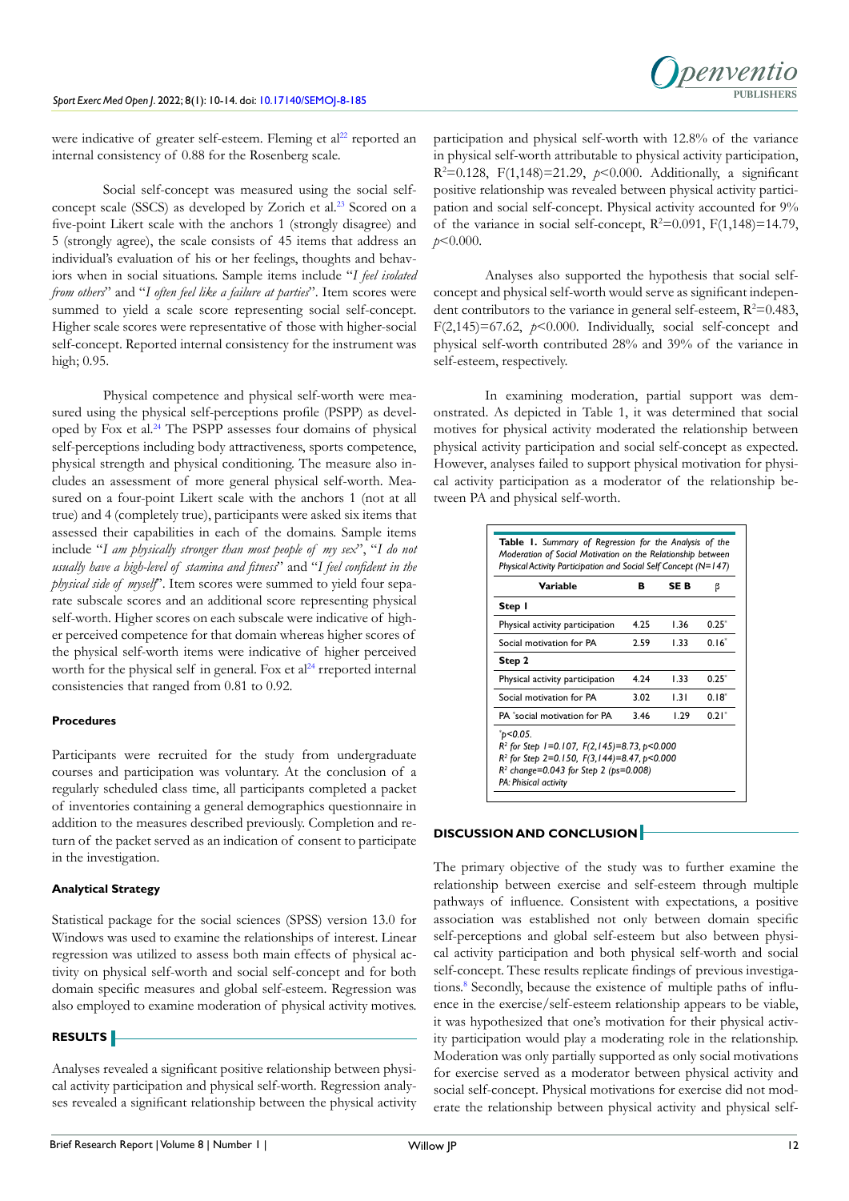were indicative of greater self-esteem. Fleming et al[22] reported an internal consistency of 0.88 for the Rosenberg scale.

Social self-concept was measured using the social self-concept scale (SSCS) as developed by Zorich et al.[23] Scored on a five-point Likert scale with the anchors 1 (strongly disagree) and 5 (strongly agree), the scale consists of 45 items that address an individual's evaluation of his or her feelings, thoughts and behaviors when in social situations. Sample items include "*I feel isolated from others*" and "*I often feel like a failure at parties*". Item scores were summed to yield a scale score representing social self-concept. Higher scale scores were representative of those with higher-social self-concept. Reported internal consistency for the instrument was high; 0.95.

Physical competence and physical self-worth were measured using the physical self-perceptions profile (PSPP) as developed by Fox et al.[24] The PSPP assesses four domains of physical self-perceptions including body attractiveness, sports competence, physical strength and physical conditioning. The measure also includes an assessment of more general physical self-worth. Measured on a four-point Likert scale with the anchors 1 (not at all true) and 4 (completely true), participants were asked six items that assessed their capabilities in each of the domains. Sample items include "*I am physically stronger than most people of my sex*", "*I do not usually have a high-level of stamina and fitness*" and "*I feel confident in the physical side of myself*". Item scores were summed to yield separate subscale scores and an additional score representing physical self-worth. Higher scores on each subscale were indicative of higher perceived competence for that domain whereas higher scores of the physical self-worth items were indicative of higher perceived worth for the physical self in general. Fox et al[24] rreported internal consistencies that ranged from 0.81 to 0.92.

#### Procedures

Participants were recruited for the study from undergraduate courses and participation was voluntary. At the conclusion of a regularly scheduled class time, all participants completed a packet of inventories containing a general demographics questionnaire in addition to the measures described previously. Completion and return of the packet served as an indication of consent to participate in the investigation.

#### Analytical Strategy

Statistical package for the social sciences (SPSS) version 13.0 for Windows was used to examine the relationships of interest. Linear regression was utilized to assess both main effects of physical activity on physical self-worth and social self-concept and for both domain specific measures and global self-esteem. Regression was also employed to examine moderation of physical activity motives.

## RESULTS

Analyses revealed a significant positive relationship between physical activity participation and physical self-worth. Regression analyses revealed a significant relationship between the physical activity participation and physical self-worth with 12.8% of the variance in physical self-worth attributable to physical activity participation, $R^2$=0.128, F(1,148)=21.29, $p$<0.000. Additionally, a significant positive relationship was revealed between physical activity participation and social self-concept. Physical activity accounted for 9% of the variance in social self-concept, $R^2$=0.091, F(1,148)=14.79, $p$<0.000.

Analyses also supported the hypothesis that social self-concept and physical self-worth would serve as significant independent contributors to the variance in general self-esteem, $R^2$=0.483, F(2,145)=67.62, $p$<0.000. Individually, social self-concept and physical self-worth contributed 28% and 39% of the variance in self-esteem, respectively.

In examining moderation, partial support was demonstrated. As depicted in Table 1, it was determined that social motives for physical activity moderated the relationship between physical activity participation and social self-concept as expected. However, analyses failed to support physical motivation for physical activity participation as a moderator of the relationship between PA and physical self-worth.

**Table 1.** *Summary of Regression for the Analysis of the Moderation of Social Motivation on the Relationship between Physical Activity Participation and Social Self Concept (N=147)*

| Variable | B | SE B | β |
|---|---|---|---|
| **Step 1** | | | |
| Physical activity participation | 4.25 | 1.36 | 0.25* |
| Social motivation for PA | 2.59 | 1.33 | 0.16* |
| **Step 2** | | | |
| Physical activity participation | 4.24 | 1.33 | 0.25* |
| Social motivation for PA | 3.02 | 1.31 | 0.18* |
| PA *social motivation for PA | 3.46 | 1.29 | 0.21* |

*$^*p$<0.05.*
*$R^2$ for Step 1=0.107, F(2,145)=8.73, p<0.000*
*$R^2$ for Step 2=0.150, F(3,144)=8.47, p<0.000*
*$R^2$ change=0.043 for Step 2 (ps=0.008)*
*PA: Phisical activity*

## DISCUSSION AND CONCLUSION

The primary objective of the study was to further examine the relationship between exercise and self-esteem through multiple pathways of influence. Consistent with expectations, a positive association was established not only between domain specific self-perceptions and global self-esteem but also between physical activity participation and both physical self-worth and social self-concept. These results replicate findings of previous investigations.[8] Secondly, because the existence of multiple paths of influence in the exercise/self-esteem relationship appears to be viable, it was hypothesized that one's motivation for their physical activity participation would play a moderating role in the relationship. Moderation was only partially supported as only social motivations for exercise served as a moderator between physical activity and social self-concept. Physical motivations for exercise did not moderate the relationship between physical activity and physical self-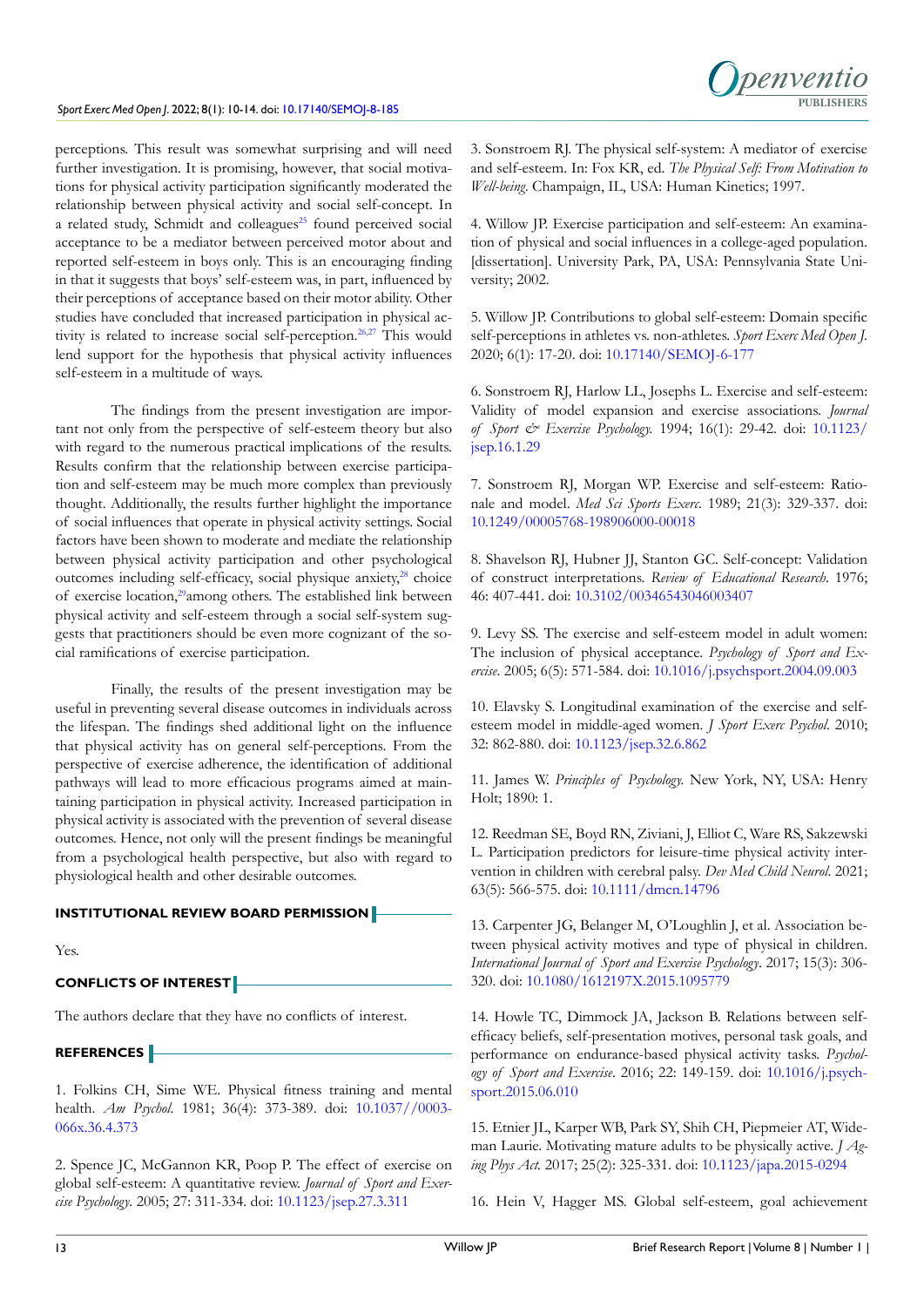perceptions. This result was somewhat surprising and will need further investigation. It is promising, however, that social motivations for physical activity participation significantly moderated the relationship between physical activity and social self-concept. In a related study, Schmidt and colleagues[25] found perceived social acceptance to be a mediator between perceived motor about and reported self-esteem in boys only. This is an encouraging finding in that it suggests that boys' self-esteem was, in part, influenced by their perceptions of acceptance based on their motor ability. Other studies have concluded that increased participation in physical activity is related to increase social self-perception.[26,27] This would lend support for the hypothesis that physical activity influences self-esteem in a multitude of ways.

The findings from the present investigation are important not only from the perspective of self-esteem theory but also with regard to the numerous practical implications of the results. Results confirm that the relationship between exercise participation and self-esteem may be much more complex than previously thought. Additionally, the results further highlight the importance of social influences that operate in physical activity settings. Social factors have been shown to moderate and mediate the relationship between physical activity participation and other psychological outcomes including self-efficacy, social physique anxiety,[28] choice of exercise location,[29]among others. The established link between physical activity and self-esteem through a social self-system suggests that practitioners should be even more cognizant of the social ramifications of exercise participation.

Finally, the results of the present investigation may be useful in preventing several disease outcomes in individuals across the lifespan. The findings shed additional light on the influence that physical activity has on general self-perceptions. From the perspective of exercise adherence, the identification of additional pathways will lead to more efficacious programs aimed at maintaining participation in physical activity. Increased participation in physical activity is associated with the prevention of several disease outcomes. Hence, not only will the present findings be meaningful from a psychological health perspective, but also with regard to physiological health and other desirable outcomes.

## INSTITUTIONAL REVIEW BOARD PERMISSION

Yes.

## CONFLICTS OF INTEREST

The authors declare that they have no conflicts of interest.

## REFERENCES

1. Folkins CH, Sime WE. Physical fitness training and mental health. *Am Psychol.* 1981; 36(4): 373-389. doi: 10.1037//0003-066x.36.4.373

2. Spence JC, McGannon KR, Poop P. The effect of exercise on global self-esteem: A quantitative review. *Journal of Sport and Exercise Psychology.* 2005; 27: 311-334. doi: 10.1123/jsep.27.3.311

3. Sonstroem RJ. The physical self-system: A mediator of exercise and self-esteem. In: Fox KR, ed. *The Physical Self: From Motivation to Well-being.* Champaign, IL, USA: Human Kinetics; 1997.

4. Willow JP. Exercise participation and self-esteem: An examination of physical and social influences in a college-aged population. [dissertation]. University Park, PA, USA: Pennsylvania State University; 2002.

5. Willow JP. Contributions to global self-esteem: Domain specific self-perceptions in athletes vs. non-athletes. *Sport Exerc Med Open J.* 2020; 6(1): 17-20. doi: 10.17140/SEMOJ-6-177

6. Sonstroem RJ, Harlow LL, Josephs L. Exercise and self-esteem: Validity of model expansion and exercise associations. *Journal of Sport & Exercise Psychology.* 1994; 16(1): 29-42. doi: 10.1123/jsep.16.1.29

7. Sonstroem RJ, Morgan WP. Exercise and self-esteem: Rationale and model. *Med Sci Sports Exerc.* 1989; 21(3): 329-337. doi: 10.1249/00005768-198906000-00018

8. Shavelson RJ, Hubner JJ, Stanton GC. Self-concept: Validation of construct interpretations. *Review of Educational Research.* 1976; 46: 407-441. doi: 10.3102/00346543046003407

9. Levy SS. The exercise and self-esteem model in adult women: The inclusion of physical acceptance. *Psychology of Sport and Exercise.* 2005; 6(5): 571-584. doi: 10.1016/j.psychsport.2004.09.003

10. Elavsky S. Longitudinal examination of the exercise and self-esteem model in middle-aged women. *J Sport Exerc Psychol.* 2010; 32: 862-880. doi: 10.1123/jsep.32.6.862

11. James W. *Principles of Psychology.* New York, NY, USA: Henry Holt; 1890: 1.

12. Reedman SE, Boyd RN, Ziviani, J, Elliot C, Ware RS, Sakzewski L. Participation predictors for leisure-time physical activity intervention in children with cerebral palsy. *Dev Med Child Neurol.* 2021; 63(5): 566-575. doi: 10.1111/dmcn.14796

13. Carpenter JG, Belanger M, O'Loughlin J, et al. Association between physical activity motives and type of physical in children. *International Journal of Sport and Exercise Psychology*. 2017; 15(3): 306-320. doi: 10.1080/1612197X.2015.1095779

14. Howle TC, Dimmock JA, Jackson B. Relations between self-efficacy beliefs, self-presentation motives, personal task goals, and performance on endurance-based physical activity tasks. *Psychology of Sport and Exercise*. 2016; 22: 149-159. doi: 10.1016/j.psychsport.2015.06.010

15. Etnier JL, Karper WB, Park SY, Shih CH, Piepmeier AT, Wideman Laurie. Motivating mature adults to be physically active. *J Aging Phys Act.* 2017; 25(2): 325-331. doi: 10.1123/japa.2015-0294

16. Hein V, Hagger MS. Global self-esteem, goal achievement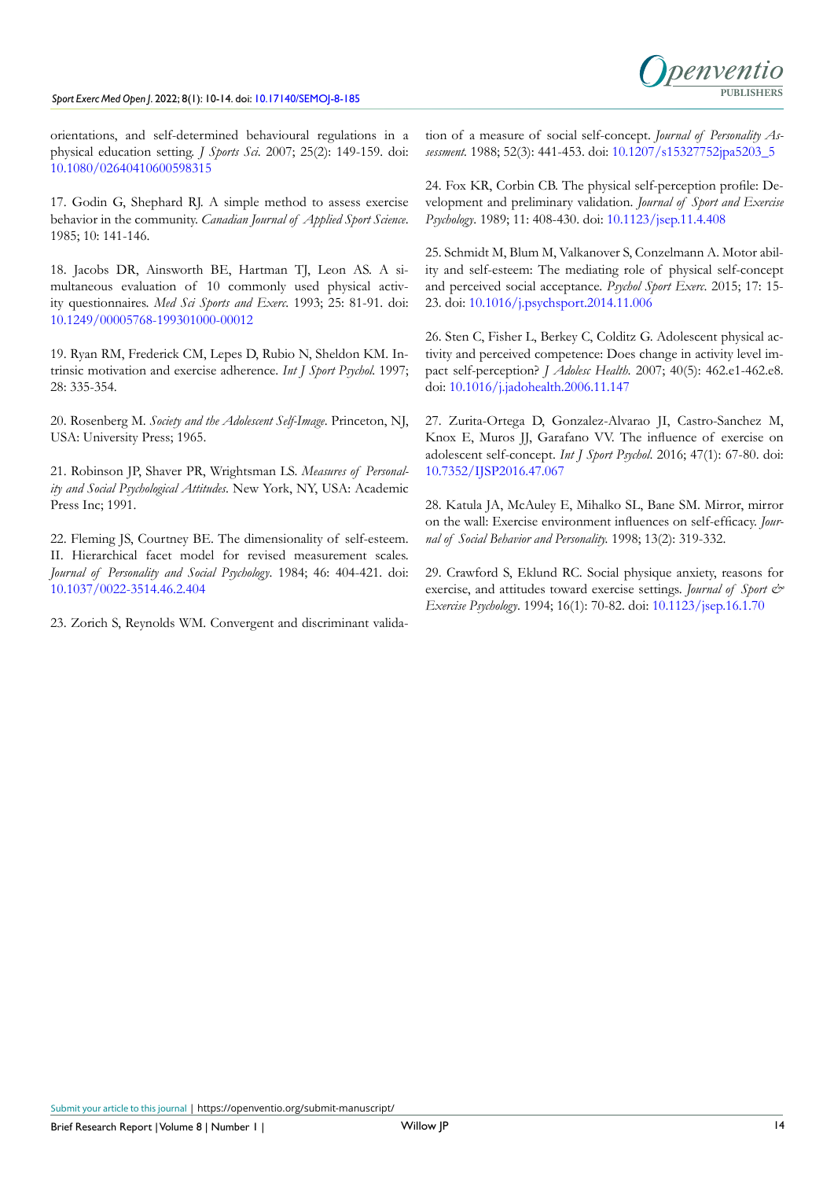orientations, and self-determined behavioural regulations in a physical education setting. *J Sports Sci*. 2007; 25(2): 149-159. doi: 10.1080/02640410600598315

17. Godin G, Shephard RJ. A simple method to assess exercise behavior in the community. *Canadian Journal of Applied Sport Science*. 1985; 10: 141-146.

18. Jacobs DR, Ainsworth BE, Hartman TJ, Leon AS. A simultaneous evaluation of 10 commonly used physical activity questionnaires. *Med Sci Sports and Exerc*. 1993; 25: 81-91. doi: 10.1249/00005768-199301000-00012

19. Ryan RM, Frederick CM, Lepes D, Rubio N, Sheldon KM. Intrinsic motivation and exercise adherence. *Int J Sport Psychol*. 1997; 28: 335-354.

20. Rosenberg M. *Society and the Adolescent Self-Image*. Princeton, NJ, USA: University Press; 1965.

21. Robinson JP, Shaver PR, Wrightsman LS. *Measures of Personality and Social Psychological Attitudes*. New York, NY, USA: Academic Press Inc; 1991.

22. Fleming JS, Courtney BE. The dimensionality of self-esteem. II. Hierarchical facet model for revised measurement scales. *Journal of Personality and Social Psychology*. 1984; 46: 404-421. doi: 10.1037/0022-3514.46.2.404

23. Zorich S, Reynolds WM. Convergent and discriminant validation of a measure of social self-concept. *Journal of Personality Assessment*. 1988; 52(3): 441-453. doi: 10.1207/s15327752jpa5203_5

24. Fox KR, Corbin CB. The physical self-perception profile: Development and preliminary validation. *Journal of Sport and Exercise Psychology*. 1989; 11: 408-430. doi: 10.1123/jsep.11.4.408

25. Schmidt M, Blum M, Valkanover S, Conzelmann A. Motor ability and self-esteem: The mediating role of physical self-concept and perceived social acceptance. *Psychol Sport Exerc*. 2015; 17: 15-23. doi: 10.1016/j.psychsport.2014.11.006

26. Sten C, Fisher L, Berkey C, Colditz G. Adolescent physical activity and perceived competence: Does change in activity level impact self-perception? *J Adolesc Health*. 2007; 40(5): 462.e1-462.e8. doi: 10.1016/j.jadohealth.2006.11.147

27. Zurita-Ortega D, Gonzalez-Alvarao JI, Castro-Sanchez M, Knox E, Muros JJ, Garafano VV. The influence of exercise on adolescent self-concept. *Int J Sport Psychol*. 2016; 47(1): 67-80. doi: 10.7352/IJSP2016.47.067

28. Katula JA, McAuley E, Mihalko SL, Bane SM. Mirror, mirror on the wall: Exercise environment influences on self-efficacy. *Journal of Social Behavior and Personality*. 1998; 13(2): 319-332.

29. Crawford S, Eklund RC. Social physique anxiety, reasons for exercise, and attitudes toward exercise settings. *Journal of Sport & Exercise Psychology*. 1994; 16(1): 70-82. doi: 10.1123/jsep.16.1.70